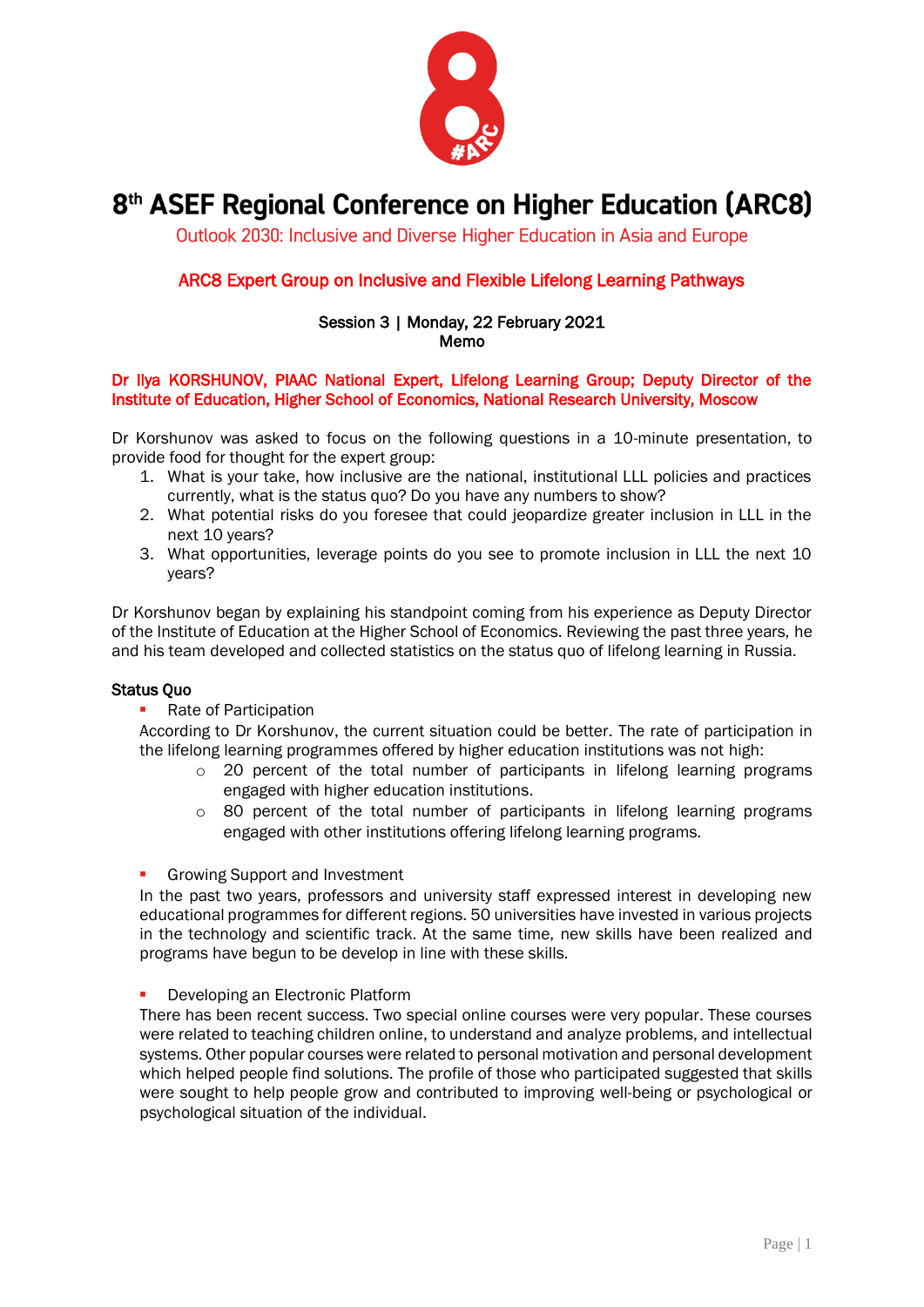# 8th ASEF Regional Conference on Higher Education (ARC8)

Outlook 2030: Inclusive and Diverse Higher Education in Asia and Europe

## ARC8 Expert Group on Inclusive and Flexible Lifelong Learning Pathways

**Session 3 | Monday, 22 February 2021**
**Memo**

**Dr Ilya KORSHUNOV, PIAAC National Expert, Lifelong Learning Group; Deputy Director of the Institute of Education, Higher School of Economics, National Research University, Moscow**

Dr Korshunov was asked to focus on the following questions in a 10-minute presentation, to provide food for thought for the expert group:

1. What is your take, how inclusive are the national, institutional LLL policies and practices currently, what is the status quo? Do you have any numbers to show?
2. What potential risks do you foresee that could jeopardize greater inclusion in LLL in the next 10 years?
3. What opportunities, leverage points do you see to promote inclusion in LLL the next 10 years?

Dr Korshunov began by explaining his standpoint coming from his experience as Deputy Director of the Institute of Education at the Higher School of Economics. Reviewing the past three years, he and his team developed and collected statistics on the status quo of lifelong learning in Russia.

### Status Quo

- Rate of Participation

According to Dr Korshunov, the current situation could be better. The rate of participation in the lifelong learning programmes offered by higher education institutions was not high:

  - 20 percent of the total number of participants in lifelong learning programs engaged with higher education institutions.
  - 80 percent of the total number of participants in lifelong learning programs engaged with other institutions offering lifelong learning programs.

- Growing Support and Investment

In the past two years, professors and university staff expressed interest in developing new educational programmes for different regions. 50 universities have invested in various projects in the technology and scientific track. At the same time, new skills have been realized and programs have begun to be develop in line with these skills.

- Developing an Electronic Platform

There has been recent success. Two special online courses were very popular. These courses were related to teaching children online, to understand and analyze problems, and intellectual systems. Other popular courses were related to personal motivation and personal development which helped people find solutions. The profile of those who participated suggested that skills were sought to help people grow and contributed to improving well-being or psychological or psychological situation of the individual.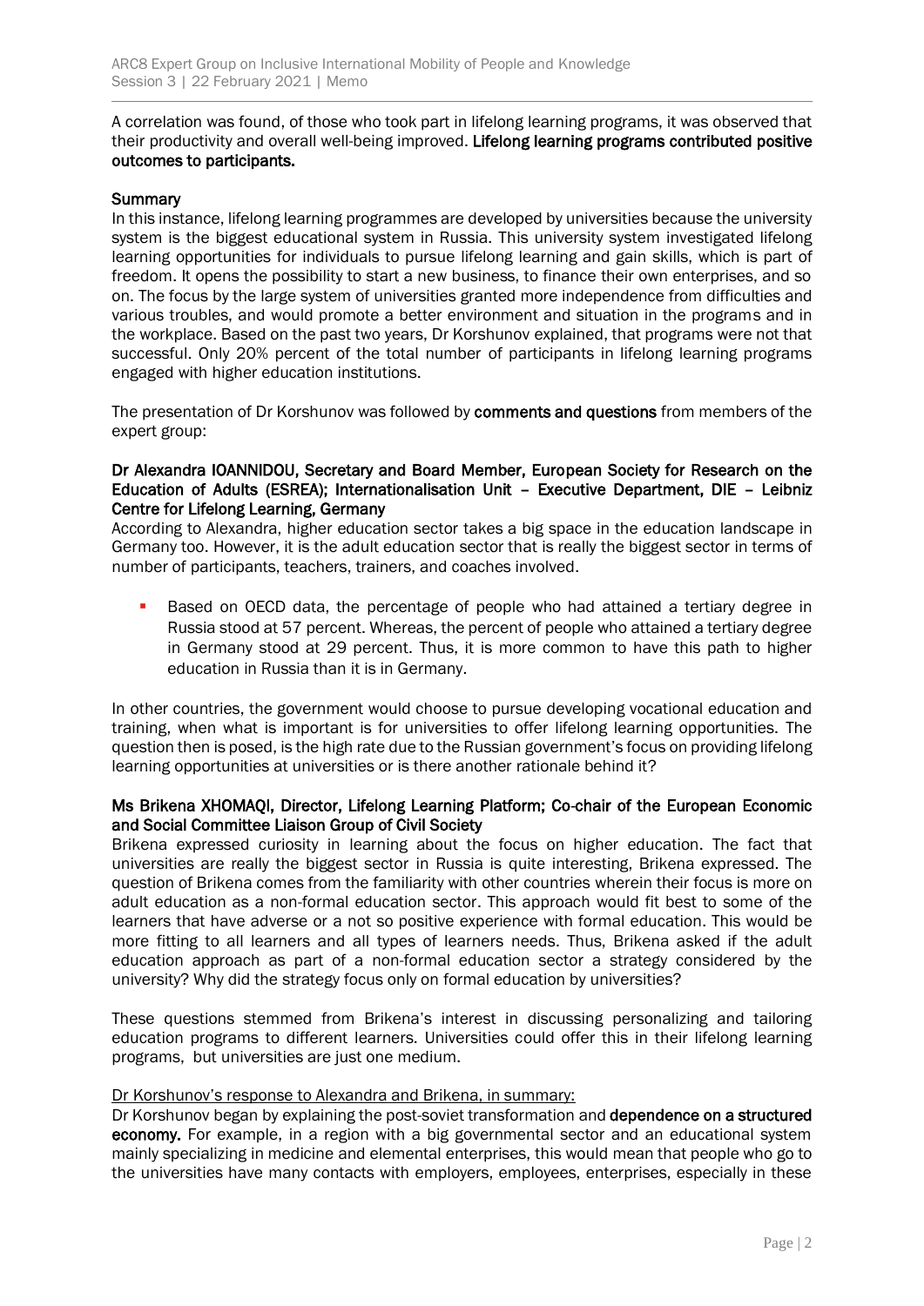A correlation was found, of those who took part in lifelong learning programs, it was observed that their productivity and overall well-being improved. **Lifelong learning programs contributed positive outcomes to participants.**

**Summary**

In this instance, lifelong learning programmes are developed by universities because the university system is the biggest educational system in Russia. This university system investigated lifelong learning opportunities for individuals to pursue lifelong learning and gain skills, which is part of freedom. It opens the possibility to start a new business, to finance their own enterprises, and so on. The focus by the large system of universities granted more independence from difficulties and various troubles, and would promote a better environment and situation in the programs and in the workplace. Based on the past two years, Dr Korshunov explained, that programs were not that successful. Only 20% percent of the total number of participants in lifelong learning programs engaged with higher education institutions.

The presentation of Dr Korshunov was followed by **comments and questions** from members of the expert group:

**Dr Alexandra IOANNIDOU, Secretary and Board Member, European Society for Research on the Education of Adults (ESREA); Internationalisation Unit – Executive Department, DIE – Leibniz Centre for Lifelong Learning, Germany**

According to Alexandra, higher education sector takes a big space in the education landscape in Germany too. However, it is the adult education sector that is really the biggest sector in terms of number of participants, teachers, trainers, and coaches involved.

- Based on OECD data, the percentage of people who had attained a tertiary degree in Russia stood at 57 percent. Whereas, the percent of people who attained a tertiary degree in Germany stood at 29 percent. Thus, it is more common to have this path to higher education in Russia than it is in Germany.

In other countries, the government would choose to pursue developing vocational education and training, when what is important is for universities to offer lifelong learning opportunities. The question then is posed, is the high rate due to the Russian government's focus on providing lifelong learning opportunities at universities or is there another rationale behind it?

**Ms Brikena XHOMAQI, Director, Lifelong Learning Platform; Co-chair of the European Economic and Social Committee Liaison Group of Civil Society**

Brikena expressed curiosity in learning about the focus on higher education. The fact that universities are really the biggest sector in Russia is quite interesting, Brikena expressed. The question of Brikena comes from the familiarity with other countries wherein their focus is more on adult education as a non-formal education sector. This approach would fit best to some of the learners that have adverse or a not so positive experience with formal education. This would be more fitting to all learners and all types of learners needs. Thus, Brikena asked if the adult education approach as part of a non-formal education sector a strategy considered by the university? Why did the strategy focus only on formal education by universities?

These questions stemmed from Brikena's interest in discussing personalizing and tailoring education programs to different learners. Universities could offer this in their lifelong learning programs, but universities are just one medium.

Dr Korshunov's response to Alexandra and Brikena, in summary:

Dr Korshunov began by explaining the post-soviet transformation and **dependence on a structured economy.** For example, in a region with a big governmental sector and an educational system mainly specializing in medicine and elemental enterprises, this would mean that people who go to the universities have many contacts with employers, employees, enterprises, especially in these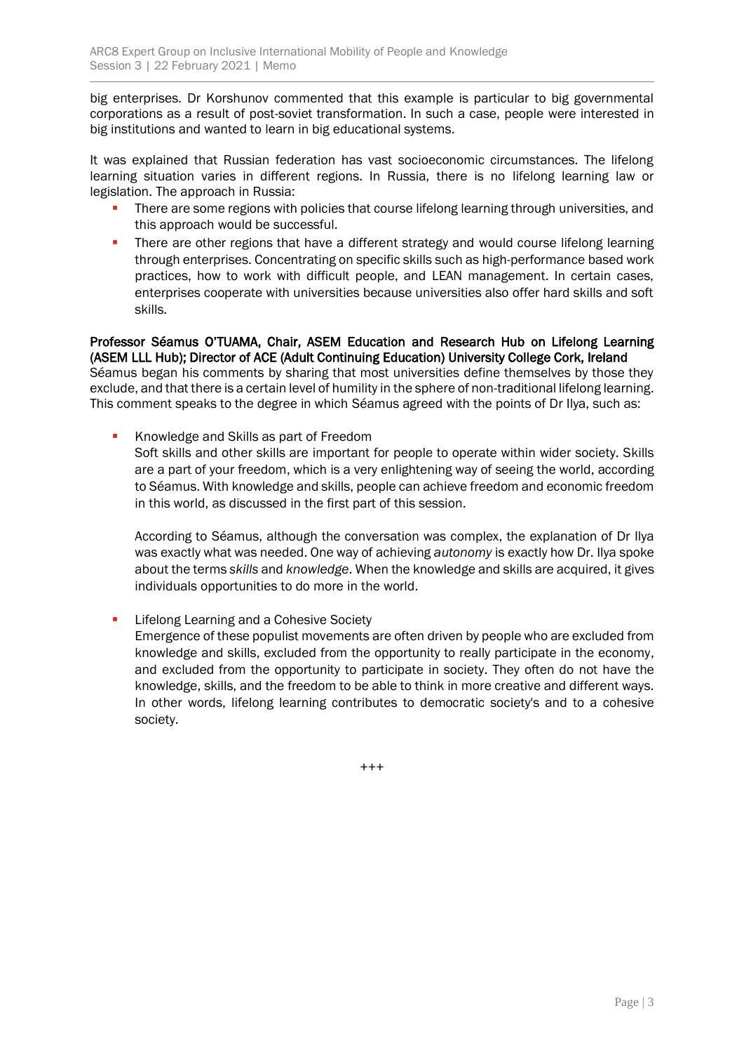big enterprises. Dr Korshunov commented that this example is particular to big governmental corporations as a result of post-soviet transformation. In such a case, people were interested in big institutions and wanted to learn in big educational systems.

It was explained that Russian federation has vast socioeconomic circumstances. The lifelong learning situation varies in different regions. In Russia, there is no lifelong learning law or legislation. The approach in Russia:

- There are some regions with policies that course lifelong learning through universities, and this approach would be successful.
- There are other regions that have a different strategy and would course lifelong learning through enterprises. Concentrating on specific skills such as high-performance based work practices, how to work with difficult people, and LEAN management. In certain cases, enterprises cooperate with universities because universities also offer hard skills and soft skills.

**Professor Séamus O'TUAMA, Chair, ASEM Education and Research Hub on Lifelong Learning (ASEM LLL Hub); Director of ACE (Adult Continuing Education) University College Cork, Ireland**

Séamus began his comments by sharing that most universities define themselves by those they exclude, and that there is a certain level of humility in the sphere of non-traditional lifelong learning. This comment speaks to the degree in which Séamus agreed with the points of Dr Ilya, such as:

- Knowledge and Skills as part of Freedom
  Soft skills and other skills are important for people to operate within wider society. Skills are a part of your freedom, which is a very enlightening way of seeing the world, according to Séamus. With knowledge and skills, people can achieve freedom and economic freedom in this world, as discussed in the first part of this session.

  According to Séamus, although the conversation was complex, the explanation of Dr Ilya was exactly what was needed. One way of achieving *autonomy* is exactly how Dr. Ilya spoke about the terms *skills* and *knowledge*. When the knowledge and skills are acquired, it gives individuals opportunities to do more in the world.

- Lifelong Learning and a Cohesive Society
  Emergence of these populist movements are often driven by people who are excluded from knowledge and skills, excluded from the opportunity to really participate in the economy, and excluded from the opportunity to participate in society. They often do not have the knowledge, skills, and the freedom to be able to think in more creative and different ways. In other words, lifelong learning contributes to democratic society's and to a cohesive society.

+++